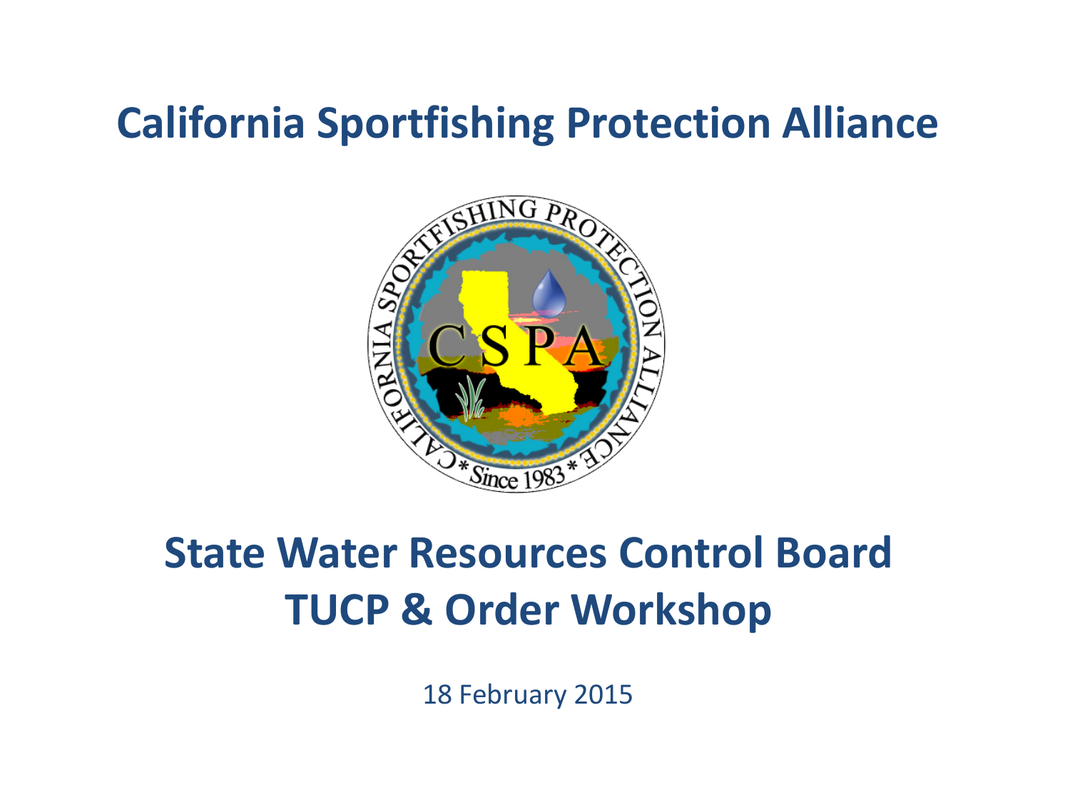# California Sportfishing Protection Alliance

## State Water Resources Control Board TUCP & Order Workshop

18 February 2015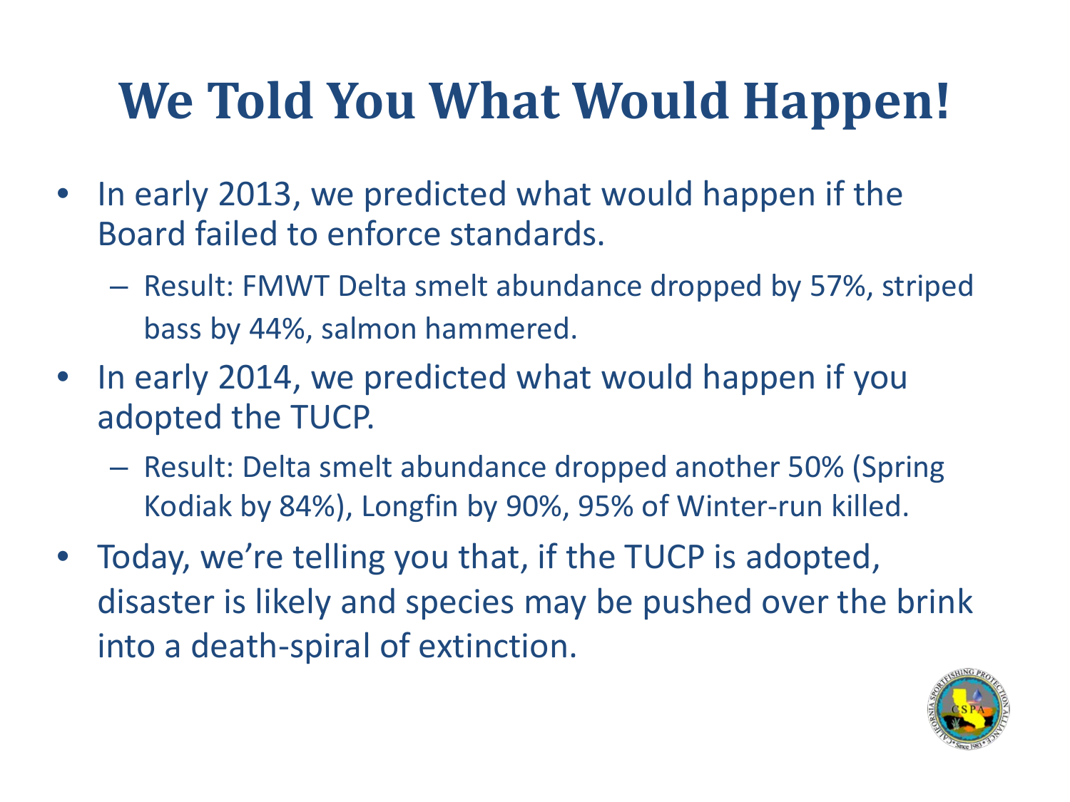# We Told You What Would Happen!

- In early 2013, we predicted what would happen if the Board failed to enforce standards.
  - Result: FMWT Delta smelt abundance dropped by 57%, striped bass by 44%, salmon hammered.
- In early 2014, we predicted what would happen if you adopted the TUCP.
  - Result: Delta smelt abundance dropped another 50% (Spring Kodiak by 84%), Longfin by 90%, 95% of Winter-run killed.
- Today, we're telling you that, if the TUCP is adopted, disaster is likely and species may be pushed over the brink into a death-spiral of extinction.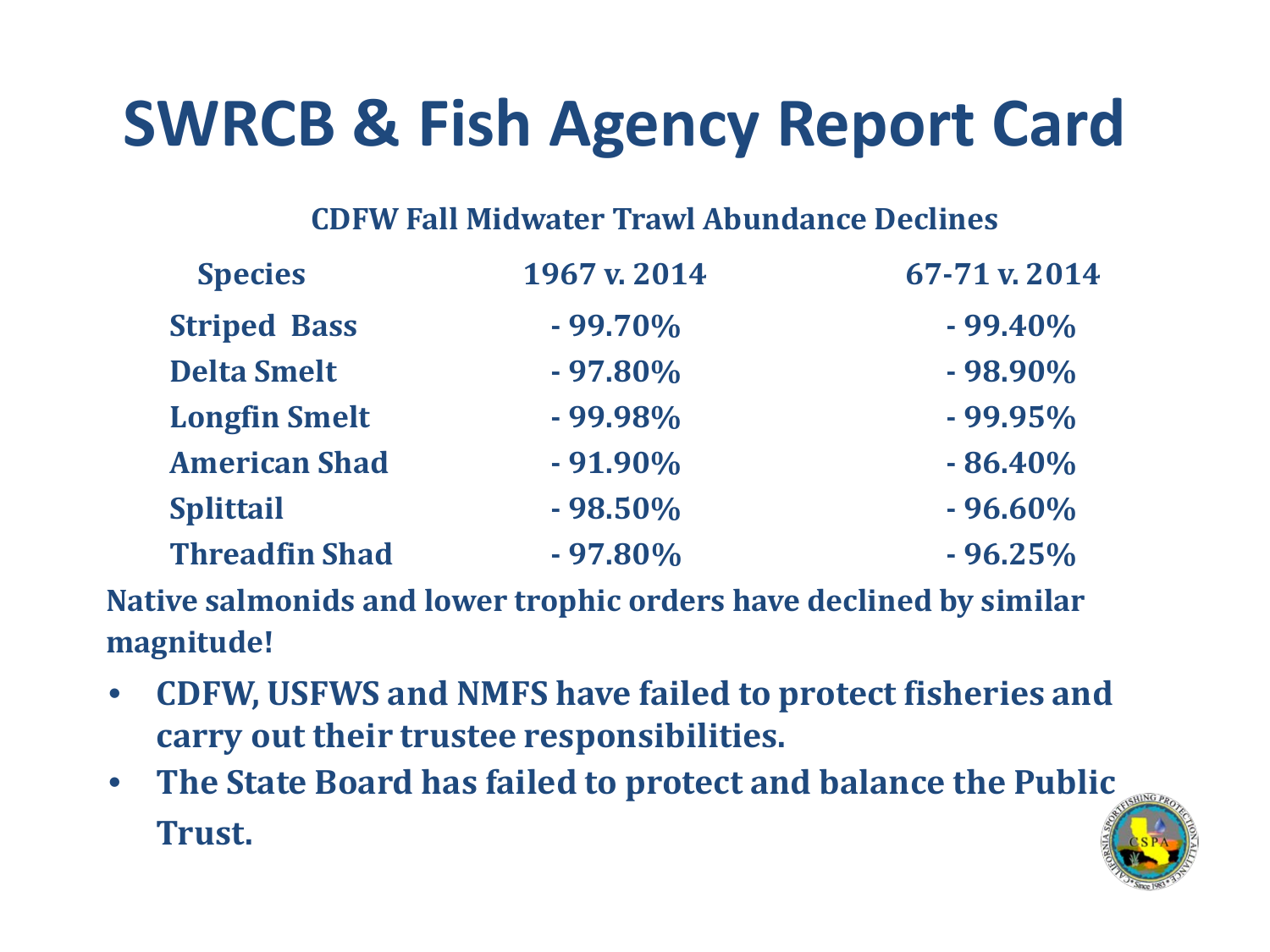# SWRCB & Fish Agency Report Card

**CDFW Fall Midwater Trawl Abundance Declines**

| Species | 1967 v. 2014 | 67-71 v. 2014 |
| --- | --- | --- |
| Striped Bass | - 99.70% | - 99.40% |
| Delta Smelt | - 97.80% | - 98.90% |
| Longfin Smelt | - 99.98% | - 99.95% |
| American Shad | - 91.90% | - 86.40% |
| Splittail | - 98.50% | - 96.60% |
| Threadfin Shad | - 97.80% | - 96.25% |

**Native salmonids and lower trophic orders have declined by similar magnitude!**

- **CDFW, USFWS and NMFS have failed to protect fisheries and carry out their trustee responsibilities.**
- **The State Board has failed to protect and balance the Public Trust.**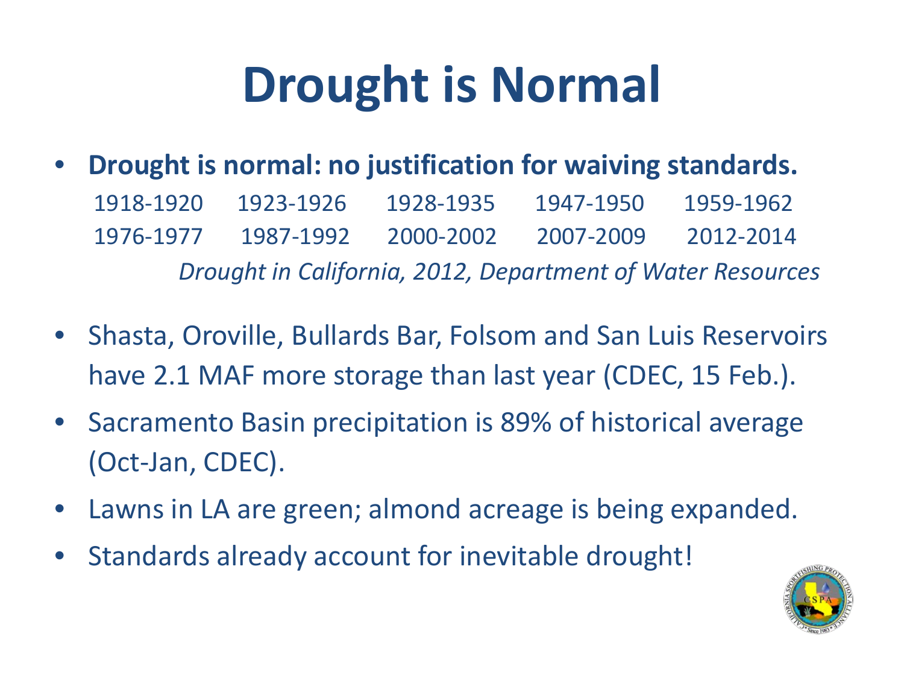# Drought is Normal

- **Drought is normal: no justification for waiving standards.**

  1918-1920 1923-1926 1928-1935 1947-1950 1959-1962
  1976-1977 1987-1992 2000-2002 2007-2009 2012-2014

  *Drought in California, 2012, Department of Water Resources*

- Shasta, Oroville, Bullards Bar, Folsom and San Luis Reservoirs have 2.1 MAF more storage than last year (CDEC, 15 Feb.).
- Sacramento Basin precipitation is 89% of historical average (Oct-Jan, CDEC).
- Lawns in LA are green; almond acreage is being expanded.
- Standards already account for inevitable drought!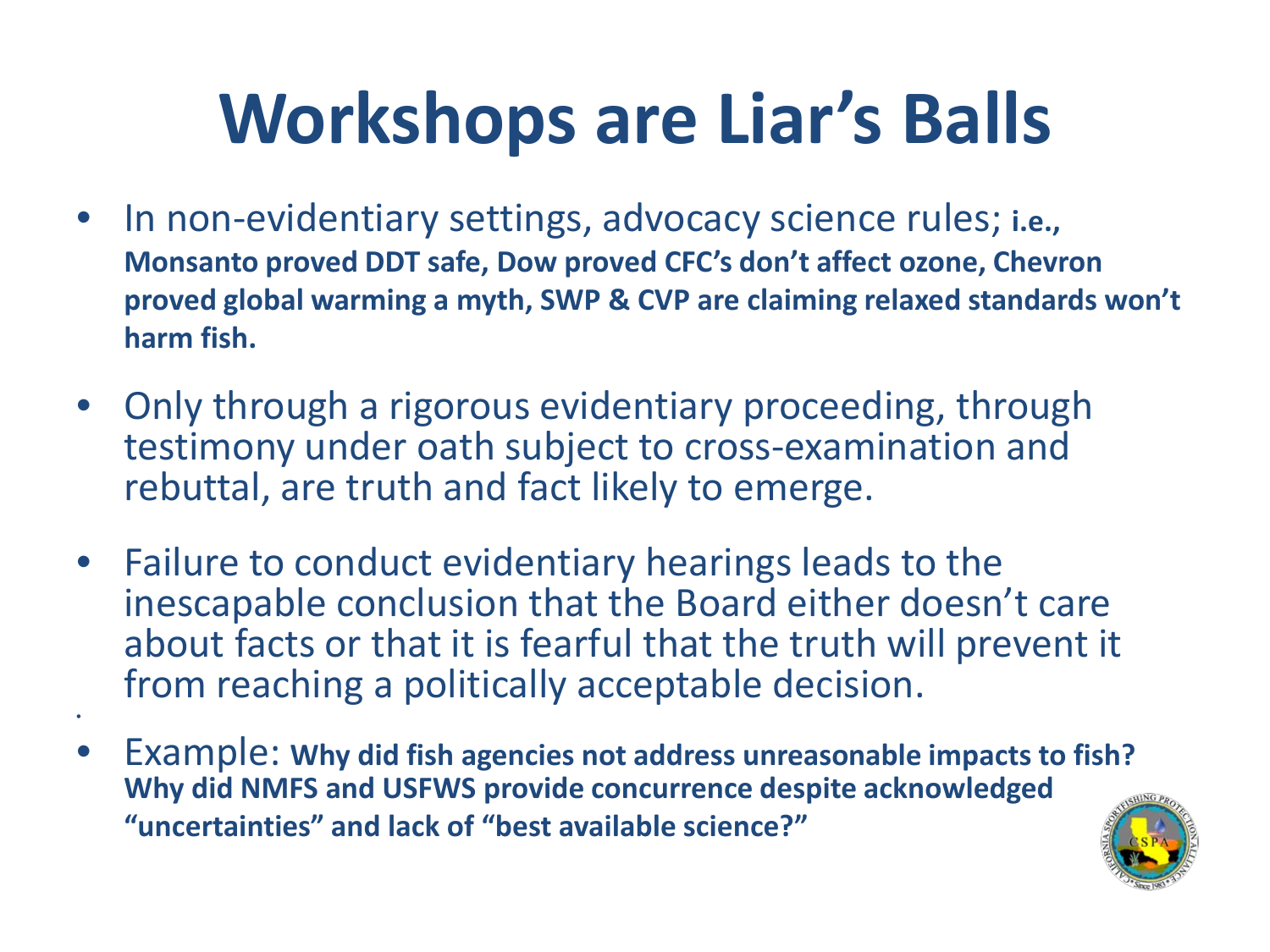# Workshops are Liar's Balls

- In non-evidentiary settings, advocacy science rules; **i.e., Monsanto proved DDT safe, Dow proved CFC's don't affect ozone, Chevron proved global warming a myth, SWP & CVP are claiming relaxed standards won't harm fish.**
- Only through a rigorous evidentiary proceeding, through testimony under oath subject to cross-examination and rebuttal, are truth and fact likely to emerge.
- Failure to conduct evidentiary hearings leads to the inescapable conclusion that the Board either doesn't care about facts or that it is fearful that the truth will prevent it from reaching a politically acceptable decision.
- Example: **Why did fish agencies not address unreasonable impacts to fish? Why did NMFS and USFWS provide concurrence despite acknowledged "uncertainties" and lack of "best available science?"**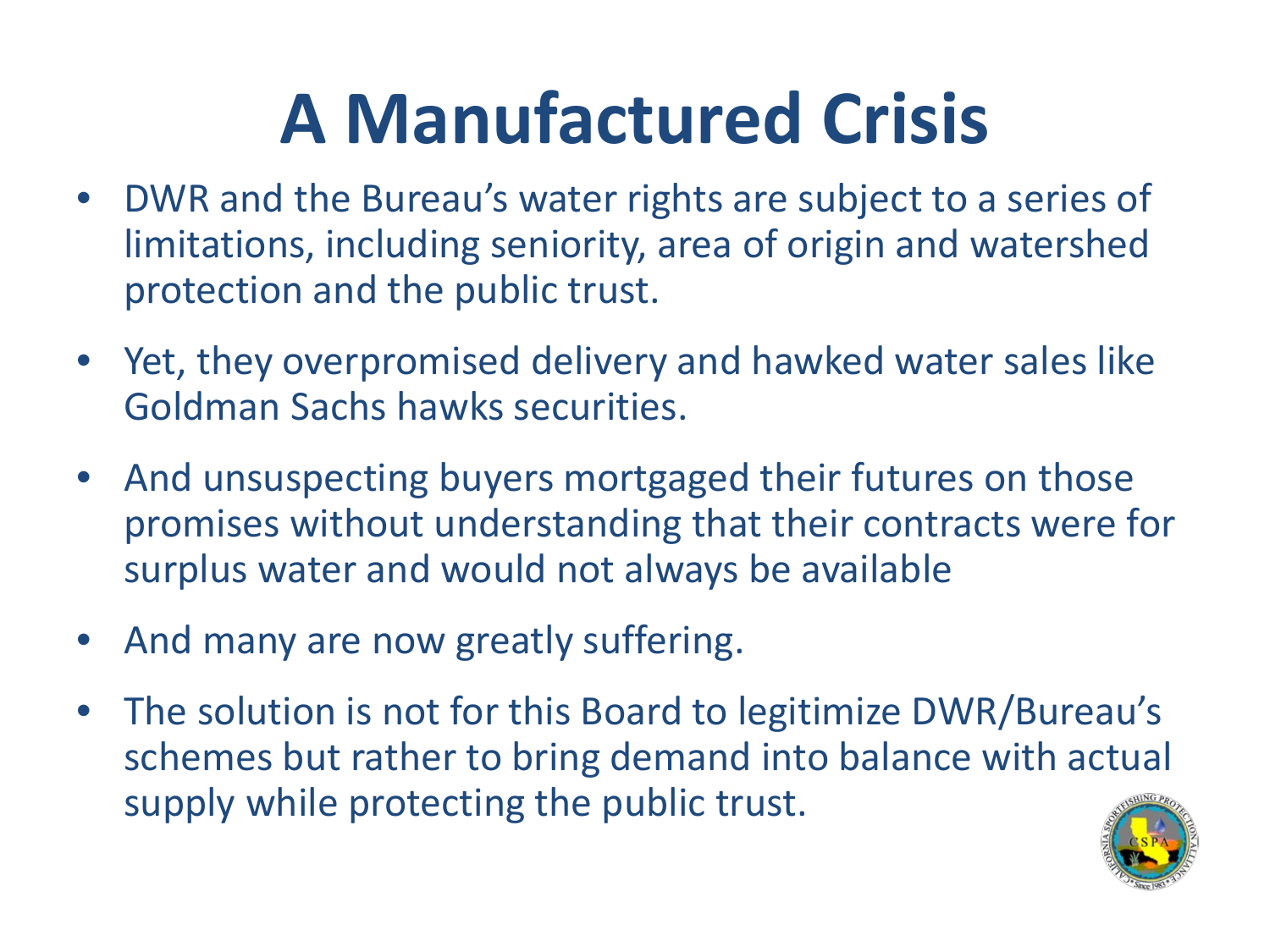# A Manufactured Crisis

- DWR and the Bureau's water rights are subject to a series of limitations, including seniority, area of origin and watershed protection and the public trust.
- Yet, they overpromised delivery and hawked water sales like Goldman Sachs hawks securities.
- And unsuspecting buyers mortgaged their futures on those promises without understanding that their contracts were for surplus water and would not always be available
- And many are now greatly suffering.
- The solution is not for this Board to legitimize DWR/Bureau's schemes but rather to bring demand into balance with actual supply while protecting the public trust.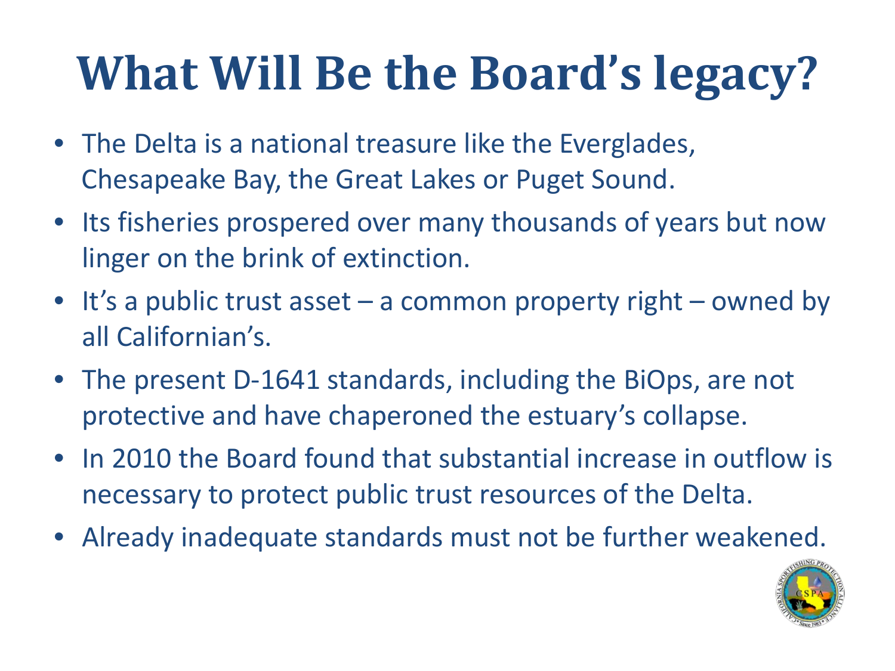# What Will Be the Board's legacy?

- The Delta is a national treasure like the Everglades, Chesapeake Bay, the Great Lakes or Puget Sound.
- Its fisheries prospered over many thousands of years but now linger on the brink of extinction.
- It's a public trust asset – a common property right – owned by all Californian's.
- The present D-1641 standards, including the BiOps, are not protective and have chaperoned the estuary's collapse.
- In 2010 the Board found that substantial increase in outflow is necessary to protect public trust resources of the Delta.
- Already inadequate standards must not be further weakened.